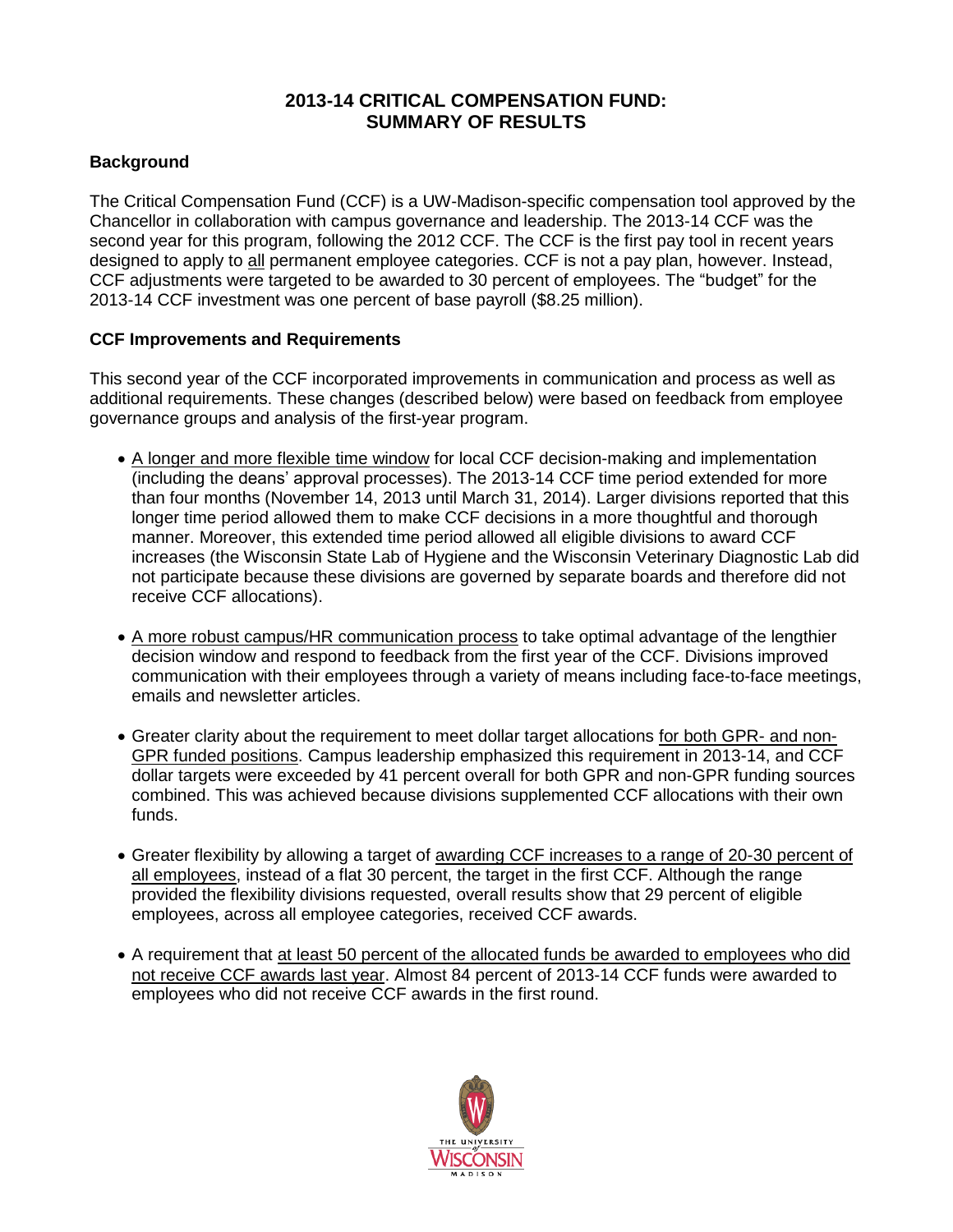# 2013-14 CRITICAL COMPENSATION FUND: SUMMARY OF RESULTS

## Background

The Critical Compensation Fund (CCF) is a UW-Madison-specific compensation tool approved by the Chancellor in collaboration with campus governance and leadership. The 2013-14 CCF was the second year for this program, following the 2012 CCF. The CCF is the first pay tool in recent years designed to apply to all permanent employee categories. CCF is not a pay plan, however. Instead, CCF adjustments were targeted to be awarded to 30 percent of employees. The "budget" for the 2013-14 CCF investment was one percent of base payroll ($8.25 million).

## CCF Improvements and Requirements

This second year of the CCF incorporated improvements in communication and process as well as additional requirements. These changes (described below) were based on feedback from employee governance groups and analysis of the first-year program.

- A longer and more flexible time window for local CCF decision-making and implementation (including the deans' approval processes). The 2013-14 CCF time period extended for more than four months (November 14, 2013 until March 31, 2014). Larger divisions reported that this longer time period allowed them to make CCF decisions in a more thoughtful and thorough manner. Moreover, this extended time period allowed all eligible divisions to award CCF increases (the Wisconsin State Lab of Hygiene and the Wisconsin Veterinary Diagnostic Lab did not participate because these divisions are governed by separate boards and therefore did not receive CCF allocations).
- A more robust campus/HR communication process to take optimal advantage of the lengthier decision window and respond to feedback from the first year of the CCF. Divisions improved communication with their employees through a variety of means including face-to-face meetings, emails and newsletter articles.
- Greater clarity about the requirement to meet dollar target allocations for both GPR- and non-GPR funded positions. Campus leadership emphasized this requirement in 2013-14, and CCF dollar targets were exceeded by 41 percent overall for both GPR and non-GPR funding sources combined. This was achieved because divisions supplemented CCF allocations with their own funds.
- Greater flexibility by allowing a target of awarding CCF increases to a range of 20-30 percent of all employees, instead of a flat 30 percent, the target in the first CCF. Although the range provided the flexibility divisions requested, overall results show that 29 percent of eligible employees, across all employee categories, received CCF awards.
- A requirement that at least 50 percent of the allocated funds be awarded to employees who did not receive CCF awards last year. Almost 84 percent of 2013-14 CCF funds were awarded to employees who did not receive CCF awards in the first round.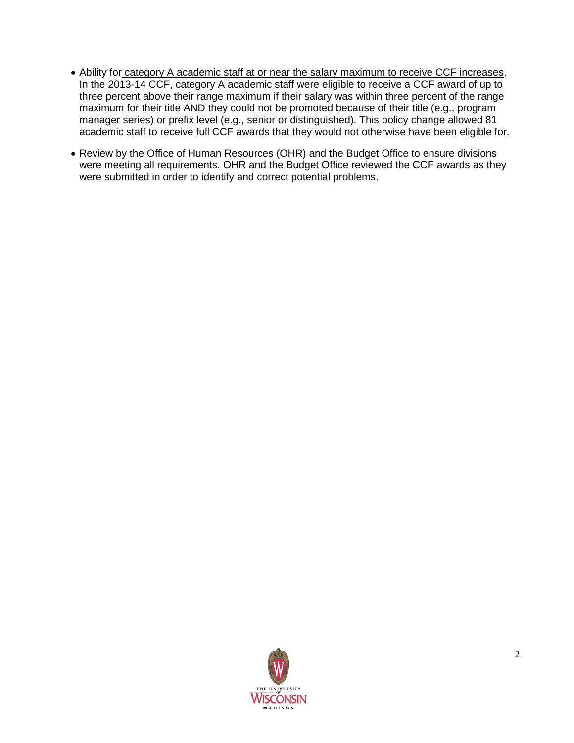- Ability for category A academic staff at or near the salary maximum to receive CCF increases. In the 2013-14 CCF, category A academic staff were eligible to receive a CCF award of up to three percent above their range maximum if their salary was within three percent of the range maximum for their title AND they could not be promoted because of their title (e.g., program manager series) or prefix level (e.g., senior or distinguished). This policy change allowed 81 academic staff to receive full CCF awards that they would not otherwise have been eligible for.

- Review by the Office of Human Resources (OHR) and the Budget Office to ensure divisions were meeting all requirements. OHR and the Budget Office reviewed the CCF awards as they were submitted in order to identify and correct potential problems.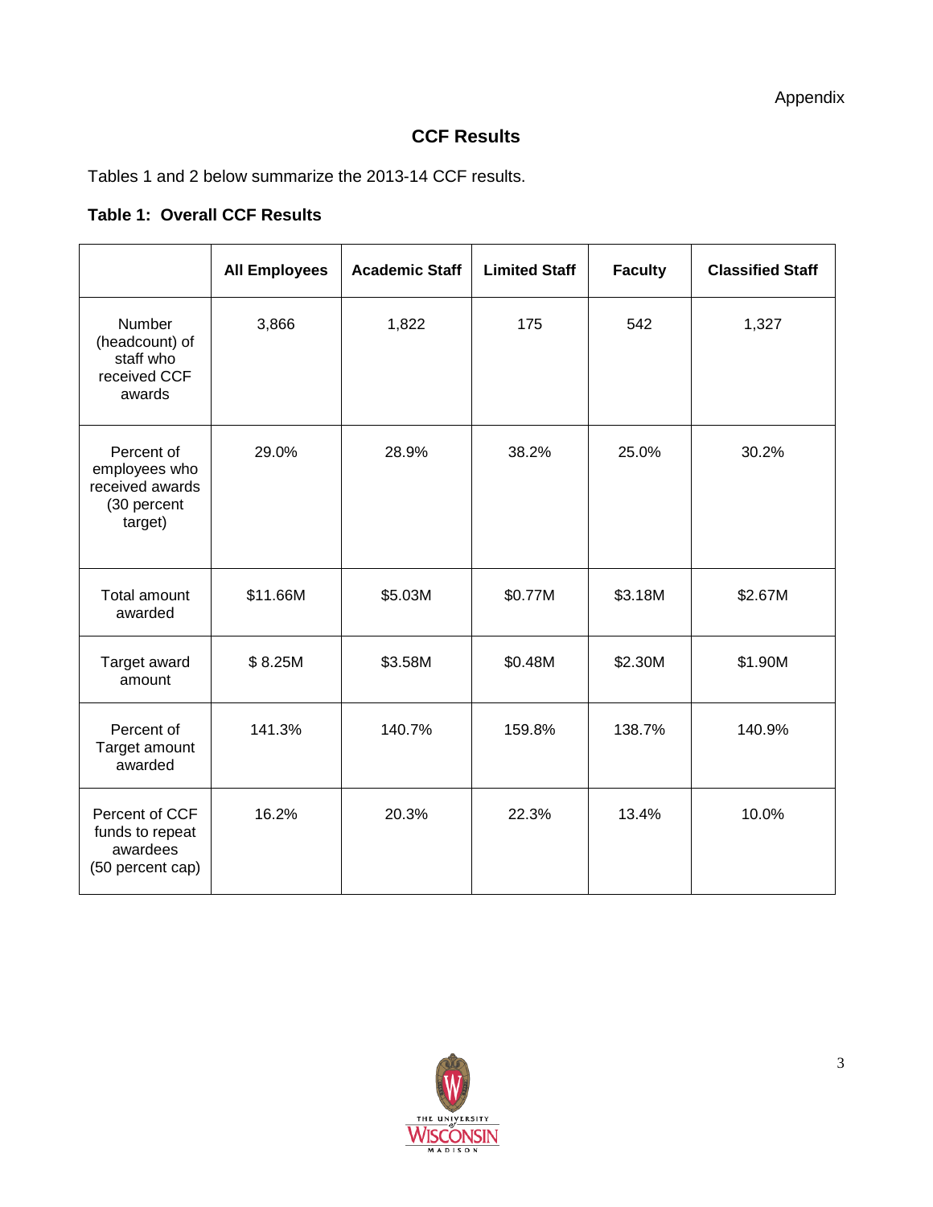Appendix

## CCF Results

Tables 1 and 2 below summarize the 2013-14 CCF results.

**Table 1: Overall CCF Results**

| | All Employees | Academic Staff | Limited Staff | Faculty | Classified Staff |
|---|---|---|---|---|---|
| Number (headcount) of staff who received CCF awards | 3,866 | 1,822 | 175 | 542 | 1,327 |
| Percent of employees who received awards (30 percent target) | 29.0% | 28.9% | 38.2% | 25.0% | 30.2% |
| Total amount awarded | $11.66M | $5.03M | $0.77M | $3.18M | $2.67M |
| Target award amount | $ 8.25M | $3.58M | $0.48M | $2.30M | $1.90M |
| Percent of Target amount awarded | 141.3% | 140.7% | 159.8% | 138.7% | 140.9% |
| Percent of CCF funds to repeat awardees (50 percent cap) | 16.2% | 20.3% | 22.3% | 13.4% | 10.0% |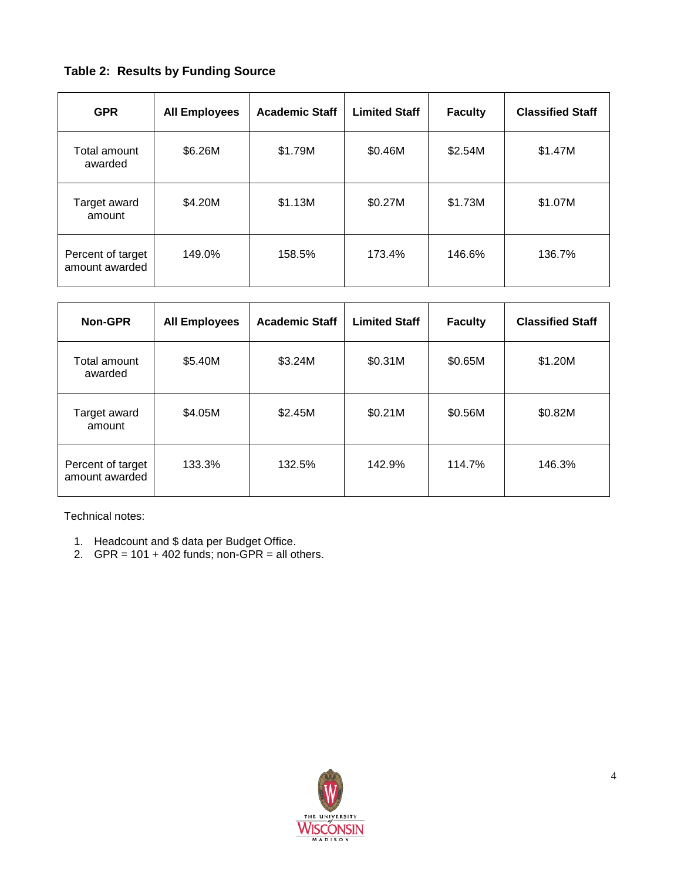**Table 2: Results by Funding Source**

| GPR | All Employees | Academic Staff | Limited Staff | Faculty | Classified Staff |
|---|---|---|---|---|---|
| Total amount awarded | $6.26M | $1.79M | $0.46M | $2.54M | $1.47M |
| Target award amount | $4.20M | $1.13M | $0.27M | $1.73M | $1.07M |
| Percent of target amount awarded | 149.0% | 158.5% | 173.4% | 146.6% | 136.7% |

| Non-GPR | All Employees | Academic Staff | Limited Staff | Faculty | Classified Staff |
|---|---|---|---|---|---|
| Total amount awarded | $5.40M | $3.24M | $0.31M | $0.65M | $1.20M |
| Target award amount | $4.05M | $2.45M | $0.21M | $0.56M | $0.82M |
| Percent of target amount awarded | 133.3% | 132.5% | 142.9% | 114.7% | 146.3% |

Technical notes:

1. Headcount and $ data per Budget Office.
2. GPR = 101 + 402 funds; non-GPR = all others.